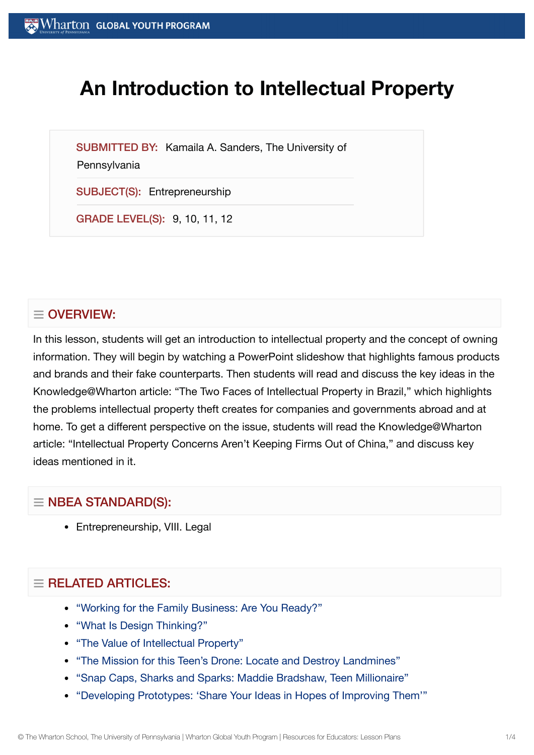# An Introduction to Intellectual Property

**SUBMITTED BY:** Kamaila A. Sanders, The University of Pennsylvania

**SUBJECT(S):** Entrepreneurship

**GRADE LEVEL(S):** 9, 10, 11, 12

## OVERVIEW:

In this lesson, students will get an introduction to intellectual property and the concept of owning information. They will begin by watching a PowerPoint slideshow that highlights famous products and brands and their fake counterparts. Then students will read and discuss the key ideas in the Knowledge@Wharton article: "The Two Faces of Intellectual Property in Brazil," which highlights the problems intellectual property theft creates for companies and governments abroad and at home. To get a different perspective on the issue, students will read the Knowledge@Wharton article: "Intellectual Property Concerns Aren't Keeping Firms Out of China," and discuss key ideas mentioned in it.

## NBEA STANDARD(S):

- Entrepreneurship, VIII. Legal

## RELATED ARTICLES:

- "Working for the Family Business: Are You Ready?"
- "What Is Design Thinking?"
- "The Value of Intellectual Property"
- "The Mission for this Teen's Drone: Locate and Destroy Landmines"
- "Snap Caps, Sharks and Sparks: Maddie Bradshaw, Teen Millionaire"
- "Developing Prototypes: 'Share Your Ideas in Hopes of Improving Them'"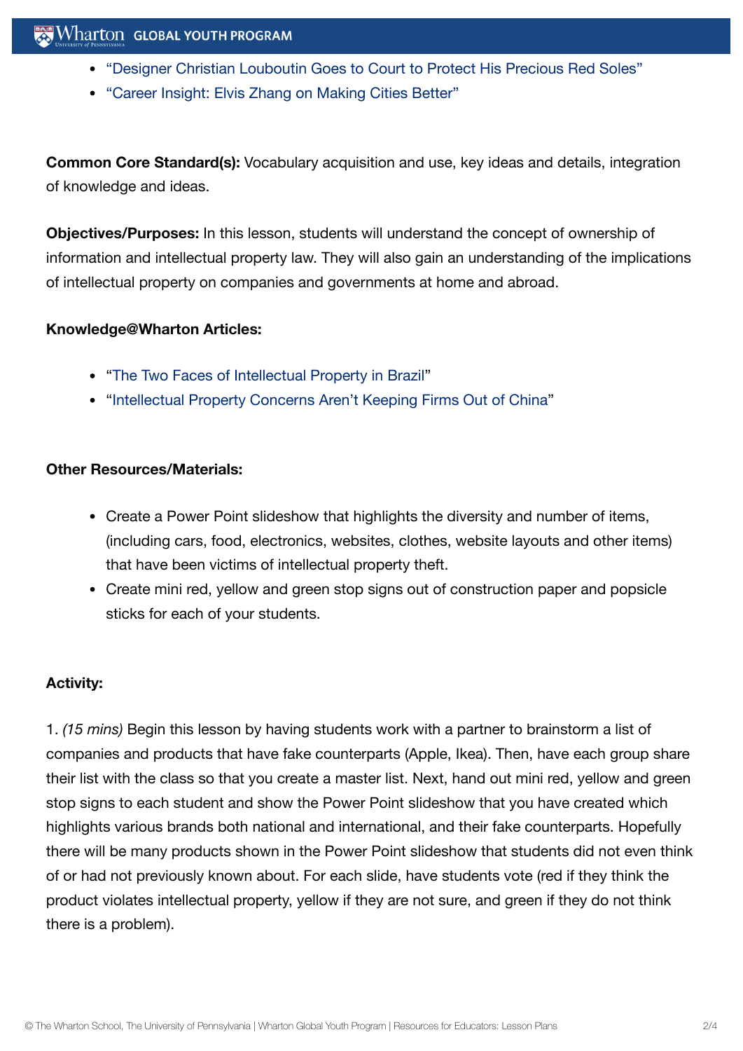- “Designer Christian Louboutin Goes to Court to Protect His Precious Red Soles”
- “Career Insight: Elvis Zhang on Making Cities Better”

**Common Core Standard(s):** Vocabulary acquisition and use, key ideas and details, integration of knowledge and ideas.

**Objectives/Purposes:** In this lesson, students will understand the concept of ownership of information and intellectual property law. They will also gain an understanding of the implications of intellectual property on companies and governments at home and abroad.

**Knowledge@Wharton Articles:**

- “The Two Faces of Intellectual Property in Brazil”
- “Intellectual Property Concerns Aren’t Keeping Firms Out of China”

**Other Resources/Materials:**

- Create a Power Point slideshow that highlights the diversity and number of items, (including cars, food, electronics, websites, clothes, website layouts and other items) that have been victims of intellectual property theft.
- Create mini red, yellow and green stop signs out of construction paper and popsicle sticks for each of your students.

**Activity:**

1. *(15 mins)* Begin this lesson by having students work with a partner to brainstorm a list of companies and products that have fake counterparts (Apple, Ikea). Then, have each group share their list with the class so that you create a master list. Next, hand out mini red, yellow and green stop signs to each student and show the Power Point slideshow that you have created which highlights various brands both national and international, and their fake counterparts. Hopefully there will be many products shown in the Power Point slideshow that students did not even think of or had not previously known about. For each slide, have students vote (red if they think the product violates intellectual property, yellow if they are not sure, and green if they do not think there is a problem).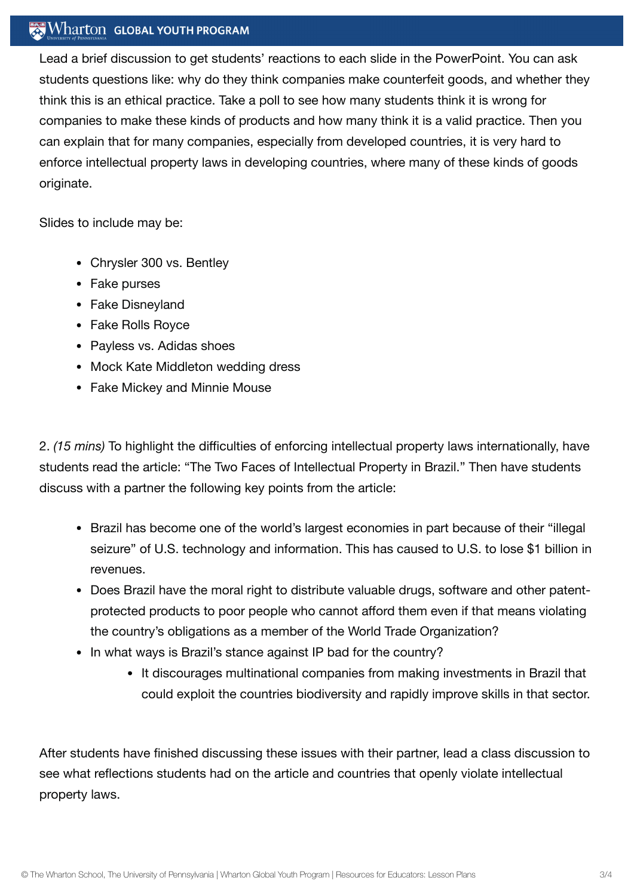Lead a brief discussion to get students' reactions to each slide in the PowerPoint. You can ask students questions like: why do they think companies make counterfeit goods, and whether they think this is an ethical practice. Take a poll to see how many students think it is wrong for companies to make these kinds of products and how many think it is a valid practice. Then you can explain that for many companies, especially from developed countries, it is very hard to enforce intellectual property laws in developing countries, where many of these kinds of goods originate.

Slides to include may be:

- Chrysler 300 vs. Bentley
- Fake purses
- Fake Disneyland
- Fake Rolls Royce
- Payless vs. Adidas shoes
- Mock Kate Middleton wedding dress
- Fake Mickey and Minnie Mouse

2. *(15 mins)* To highlight the difficulties of enforcing intellectual property laws internationally, have students read the article: "The Two Faces of Intellectual Property in Brazil." Then have students discuss with a partner the following key points from the article:

- Brazil has become one of the world's largest economies in part because of their "illegal seizure" of U.S. technology and information. This has caused to U.S. to lose $1 billion in revenues.
- Does Brazil have the moral right to distribute valuable drugs, software and other patent-protected products to poor people who cannot afford them even if that means violating the country's obligations as a member of the World Trade Organization?
- In what ways is Brazil's stance against IP bad for the country?
    - It discourages multinational companies from making investments in Brazil that could exploit the countries biodiversity and rapidly improve skills in that sector.

After students have finished discussing these issues with their partner, lead a class discussion to see what reflections students had on the article and countries that openly violate intellectual property laws.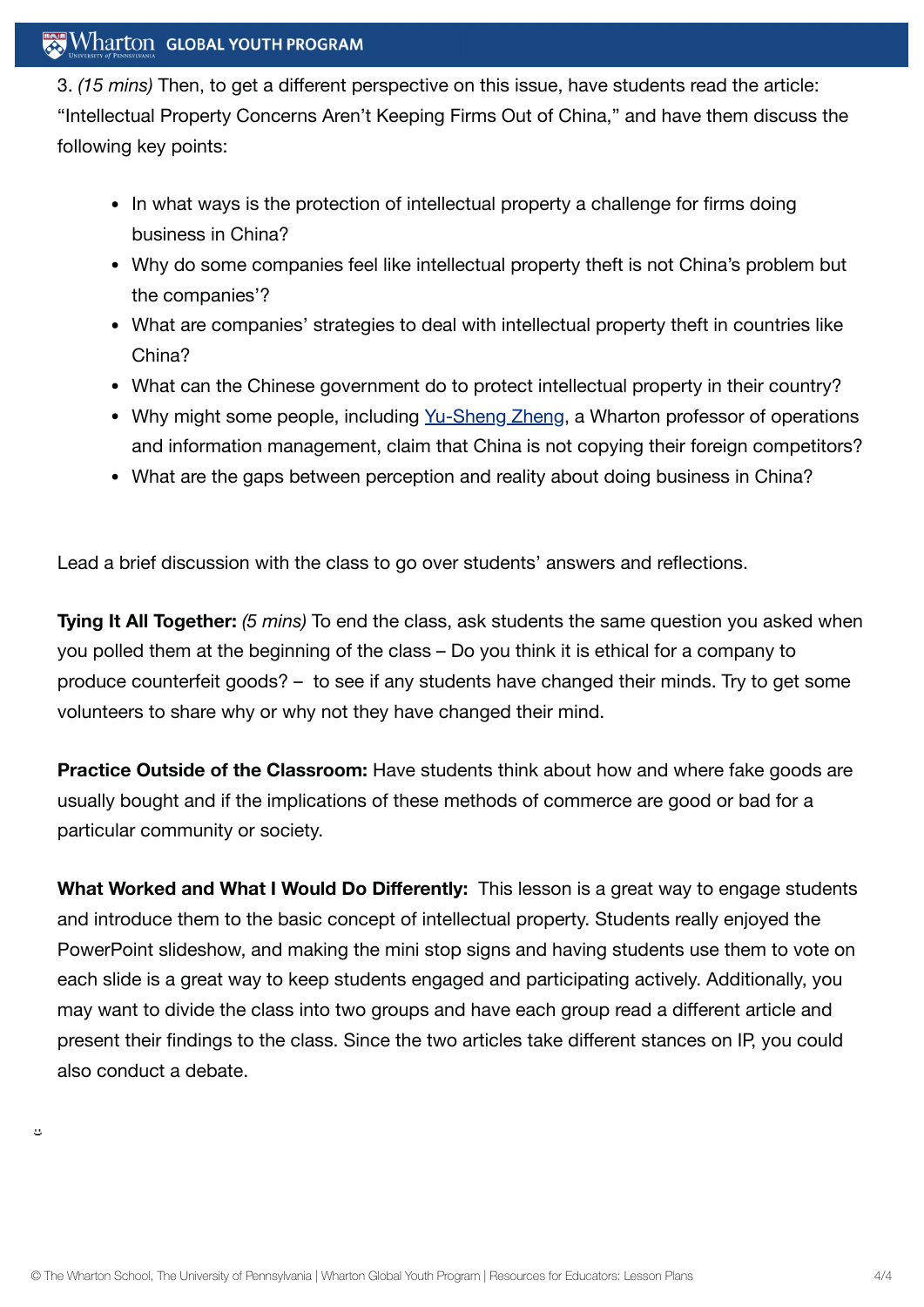3. *(15 mins)* Then, to get a different perspective on this issue, have students read the article: "Intellectual Property Concerns Aren't Keeping Firms Out of China," and have them discuss the following key points:

- In what ways is the protection of intellectual property a challenge for firms doing business in China?
- Why do some companies feel like intellectual property theft is not China's problem but the companies'?
- What are companies' strategies to deal with intellectual property theft in countries like China?
- What can the Chinese government do to protect intellectual property in their country?
- Why might some people, including Yu-Sheng Zheng, a Wharton professor of operations and information management, claim that China is not copying their foreign competitors?
- What are the gaps between perception and reality about doing business in China?

Lead a brief discussion with the class to go over students' answers and reflections.

**Tying It All Together:** *(5 mins)* To end the class, ask students the same question you asked when you polled them at the beginning of the class – Do you think it is ethical for a company to produce counterfeit goods? – to see if any students have changed their minds. Try to get some volunteers to share why or why not they have changed their mind.

**Practice Outside of the Classroom:** Have students think about how and where fake goods are usually bought and if the implications of these methods of commerce are good or bad for a particular community or society.

**What Worked and What I Would Do Differently:** This lesson is a great way to engage students and introduce them to the basic concept of intellectual property. Students really enjoyed the PowerPoint slideshow, and making the mini stop signs and having students use them to vote on each slide is a great way to keep students engaged and participating actively. Additionally, you may want to divide the class into two groups and have each group read a different article and present their findings to the class. Since the two articles take different stances on IP, you could also conduct a debate.